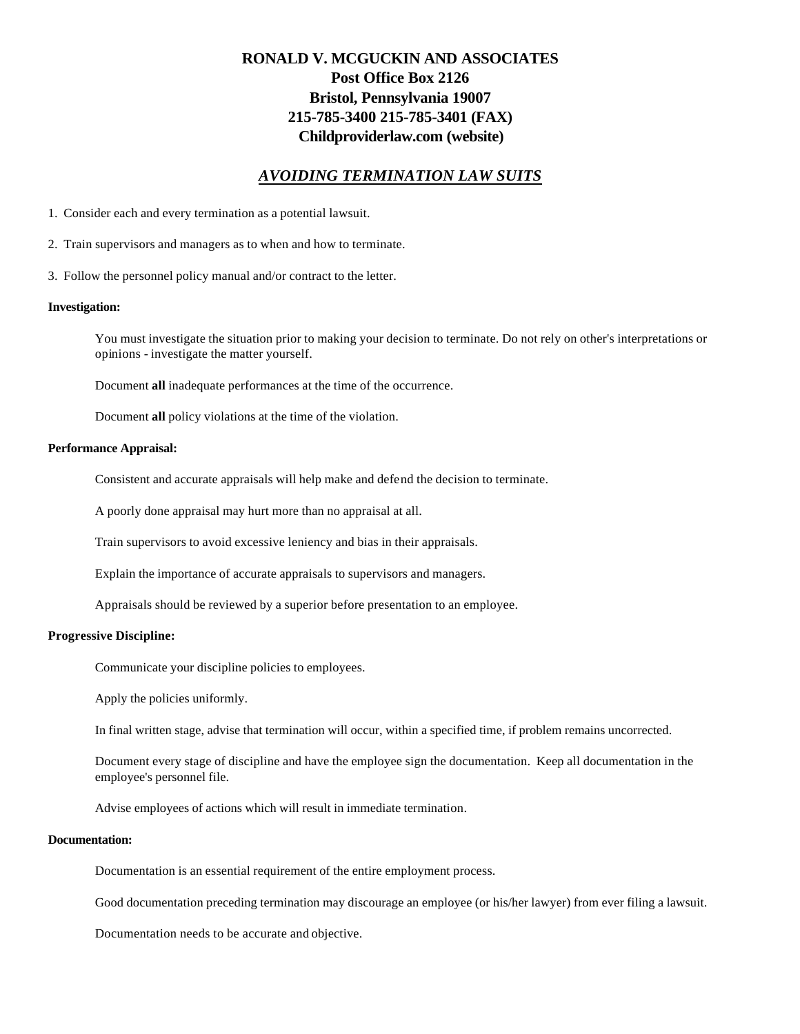**RONALD V. MCGUCKIN AND ASSOCIATES**
**Post Office Box 2126**
**Bristol, Pennsylvania 19007**
**215-785-3400 215-785-3401 (FAX)**
**Childproviderlaw.com (website)**

# ***AVOIDING TERMINATION LAW SUITS***

1. Consider each and every termination as a potential lawsuit.

2. Train supervisors and managers as to when and how to terminate.

3. Follow the personnel policy manual and/or contract to the letter.

**Investigation:**

You must investigate the situation prior to making your decision to terminate. Do not rely on other's interpretations or opinions - investigate the matter yourself.

Document **all** inadequate performances at the time of the occurrence.

Document **all** policy violations at the time of the violation.

**Performance Appraisal:**

Consistent and accurate appraisals will help make and defend the decision to terminate.

A poorly done appraisal may hurt more than no appraisal at all.

Train supervisors to avoid excessive leniency and bias in their appraisals.

Explain the importance of accurate appraisals to supervisors and managers.

Appraisals should be reviewed by a superior before presentation to an employee.

**Progressive Discipline:**

Communicate your discipline policies to employees.

Apply the policies uniformly.

In final written stage, advise that termination will occur, within a specified time, if problem remains uncorrected.

Document every stage of discipline and have the employee sign the documentation. Keep all documentation in the employee's personnel file.

Advise employees of actions which will result in immediate termination.

**Documentation:**

Documentation is an essential requirement of the entire employment process.

Good documentation preceding termination may discourage an employee (or his/her lawyer) from ever filing a lawsuit.

Documentation needs to be accurate and objective.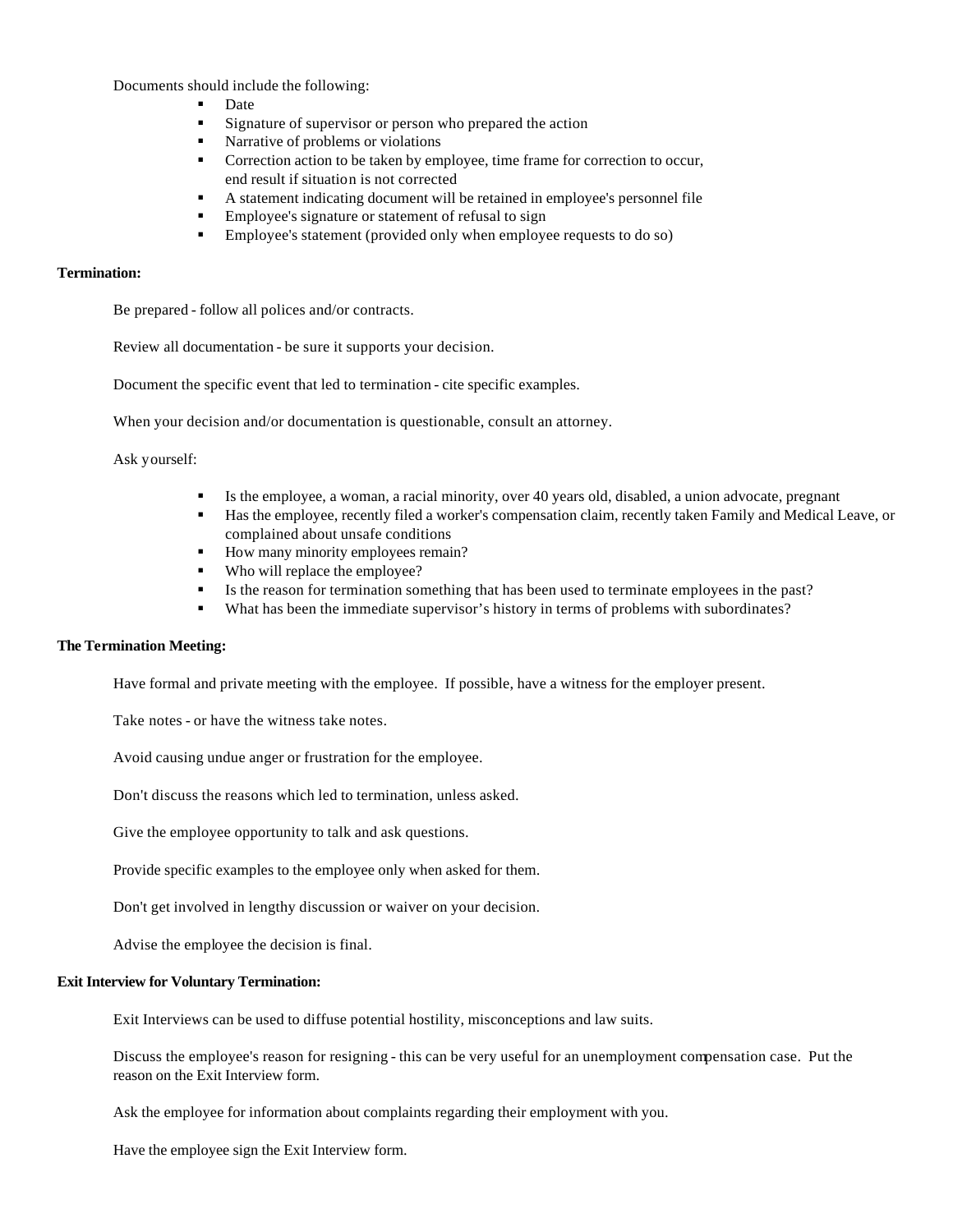Documents should include the following:

- Date
- Signature of supervisor or person who prepared the action
- Narrative of problems or violations
- Correction action to be taken by employee, time frame for correction to occur, end result if situation is not corrected
- A statement indicating document will be retained in employee's personnel file
- Employee's signature or statement of refusal to sign
- Employee's statement (provided only when employee requests to do so)

**Termination:**

Be prepared - follow all polices and/or contracts.

Review all documentation - be sure it supports your decision.

Document the specific event that led to termination - cite specific examples.

When your decision and/or documentation is questionable, consult an attorney.

Ask yourself:

- Is the employee, a woman, a racial minority, over 40 years old, disabled, a union advocate, pregnant
- Has the employee, recently filed a worker's compensation claim, recently taken Family and Medical Leave, or complained about unsafe conditions
- How many minority employees remain?
- Who will replace the employee?
- Is the reason for termination something that has been used to terminate employees in the past?
- What has been the immediate supervisor's history in terms of problems with subordinates?

**The Termination Meeting:**

Have formal and private meeting with the employee. If possible, have a witness for the employer present.

Take notes - or have the witness take notes.

Avoid causing undue anger or frustration for the employee.

Don't discuss the reasons which led to termination, unless asked.

Give the employee opportunity to talk and ask questions.

Provide specific examples to the employee only when asked for them.

Don't get involved in lengthy discussion or waiver on your decision.

Advise the employee the decision is final.

**Exit Interview for Voluntary Termination:**

Exit Interviews can be used to diffuse potential hostility, misconceptions and law suits.

Discuss the employee's reason for resigning - this can be very useful for an unemployment compensation case. Put the reason on the Exit Interview form.

Ask the employee for information about complaints regarding their employment with you.

Have the employee sign the Exit Interview form.